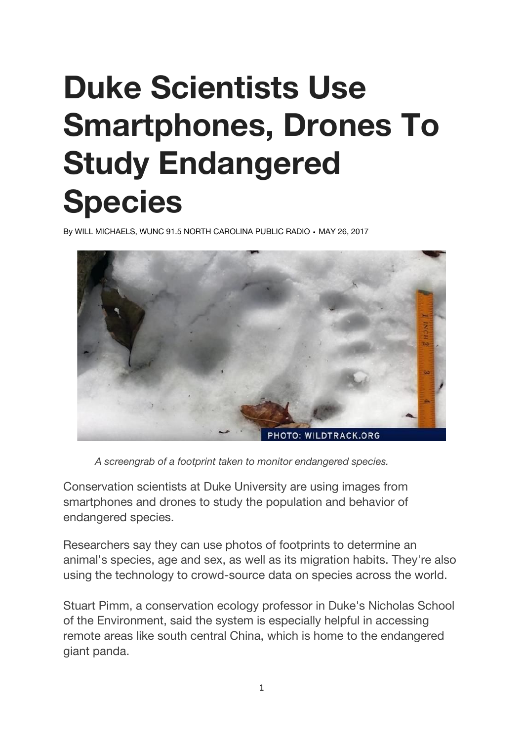# Duke Scientists Use Smartphones, Drones To Study Endangered Species

By WILL MICHAELS, WUNC 91.5 NORTH CAROLINA PUBLIC RADIO • MAY 26, 2017

*A screengrab of a footprint taken to monitor endangered species.*

Conservation scientists at Duke University are using images from smartphones and drones to study the population and behavior of endangered species.

Researchers say they can use photos of footprints to determine an animal's species, age and sex, as well as its migration habits. They're also using the technology to crowd-source data on species across the world.

Stuart Pimm, a conservation ecology professor in Duke's Nicholas School of the Environment, said the system is especially helpful in accessing remote areas like south central China, which is home to the endangered giant panda.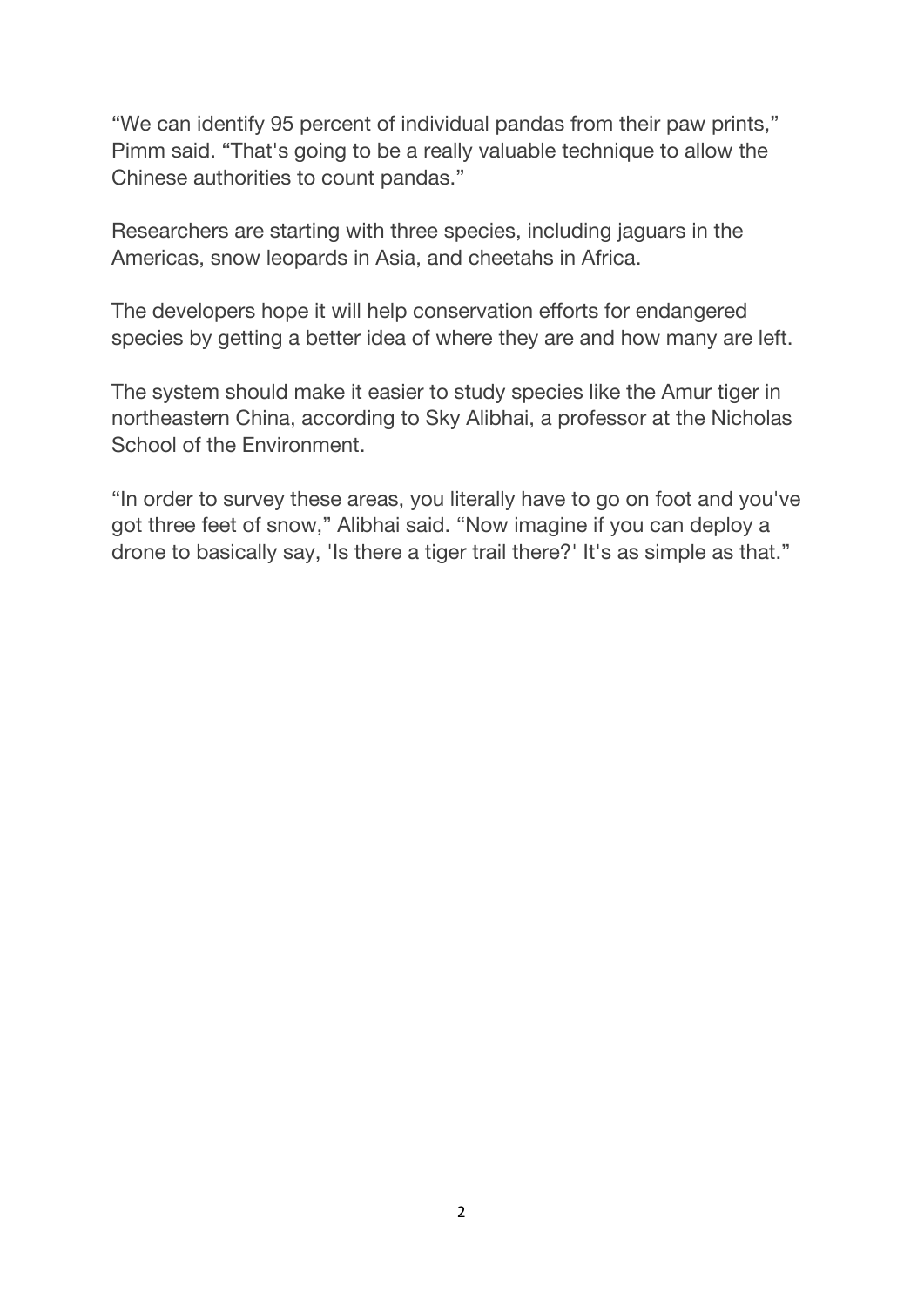"We can identify 95 percent of individual pandas from their paw prints," Pimm said. "That's going to be a really valuable technique to allow the Chinese authorities to count pandas."

Researchers are starting with three species, including jaguars in the Americas, snow leopards in Asia, and cheetahs in Africa.

The developers hope it will help conservation efforts for endangered species by getting a better idea of where they are and how many are left.

The system should make it easier to study species like the Amur tiger in northeastern China, according to Sky Alibhai, a professor at the Nicholas School of the Environment.

"In order to survey these areas, you literally have to go on foot and you've got three feet of snow," Alibhai said. "Now imagine if you can deploy a drone to basically say, 'Is there a tiger trail there?' It's as simple as that."